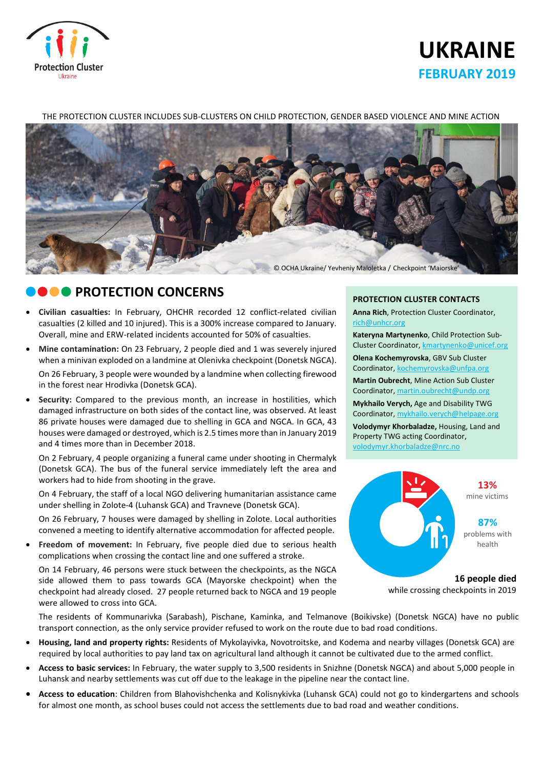# UKRAINE

## FEBRUARY 2019

THE PROTECTION CLUSTER INCLUDES SUB-CLUSTERS ON CHILD PROTECTION, GENDER BASED VIOLENCE AND MINE ACTION

© OCHA Ukraine/ Yevheniy Maloletka / Checkpoint 'Maiorske'

## PROTECTION CONCERNS

- **Civilian casualties:** In February, OHCHR recorded 12 conflict-related civilian casualties (2 killed and 10 injured). This is a 300% increase compared to January. Overall, mine and ERW-related incidents accounted for 50% of casualties.
- **Mine contamination:** On 23 February, 2 people died and 1 was severely injured when a minivan exploded on a landmine at Olenivka checkpoint (Donetsk NGCA).

  On 26 February, 3 people were wounded by a landmine when collecting firewood in the forest near Hrodivka (Donetsk GCA).
- **Security:** Compared to the previous month, an increase in hostilities, which damaged infrastructure on both sides of the contact line, was observed. At least 86 private houses were damaged due to shelling in GCA and NGCA. In GCA, 43 houses were damaged or destroyed, which is 2.5 times more than in January 2019 and 4 times more than in December 2018.

  On 2 February, 4 people organizing a funeral came under shooting in Chermalyk (Donetsk GCA). The bus of the funeral service immediately left the area and workers had to hide from shooting in the grave.

  On 4 February, the staff of a local NGO delivering humanitarian assistance came under shelling in Zolote-4 (Luhansk GCA) and Travneve (Donetsk GCA).

  On 26 February, 7 houses were damaged by shelling in Zolote. Local authorities convened a meeting to identify alternative accommodation for affected people.
- **Freedom of movement:** In February, five people died due to serious health complications when crossing the contact line and one suffered a stroke.

  On 14 February, 46 persons were stuck between the checkpoints, as the NGCA side allowed them to pass towards GCA (Mayorske checkpoint) when the checkpoint had already closed. 27 people returned back to NGCA and 19 people were allowed to cross into GCA.

  The residents of Kommunarivka (Sarabash), Pischane, Kaminka, and Telmanove (Boikivske) (Donetsk NGCA) have no public transport connection, as the only service provider refused to work on the route due to bad road conditions.
- **Housing, land and property rights:** Residents of Mykolayivka, Novotroitske, and Kodema and nearby villages (Donetsk GCA) are required by local authorities to pay land tax on agricultural land although it cannot be cultivated due to the armed conflict.
- **Access to basic services:** In February, the water supply to 3,500 residents in Snizhne (Donetsk NGCA) and about 5,000 people in Luhansk and nearby settlements was cut off due to the leakage in the pipeline near the contact line.
- **Access to education**: Children from Blahovishchenka and Kolisnykivka (Luhansk GCA) could not go to kindergartens and schools for almost one month, as school buses could not access the settlements due to bad road and weather conditions.

### PROTECTION CLUSTER CONTACTS

**Anna Rich**, Protection Cluster Coordinator, rich@unhcr.org

**Kateryna Martynenko**, Child Protection Sub-Cluster Coordinator, kmartynenko@unicef.org

**Olena Kochemyrovska**, GBV Sub Cluster Coordinator, kochemyrovska@unfpa.org

**Martin Oubrecht**, Mine Action Sub Cluster Coordinator, martin.oubrecht@undp.org

**Mykhailo Verych,** Age and Disability TWG Coordinator, mykhailo.verych@helpage.org

**Volodymyr Khorbaladze,** Housing, Land and Property TWG acting Coordinator, volodymyr.khorbaladze@nrc.no

**13%** mine victims

**87%** problems with health

**16 people died** while crossing checkpoints in 2019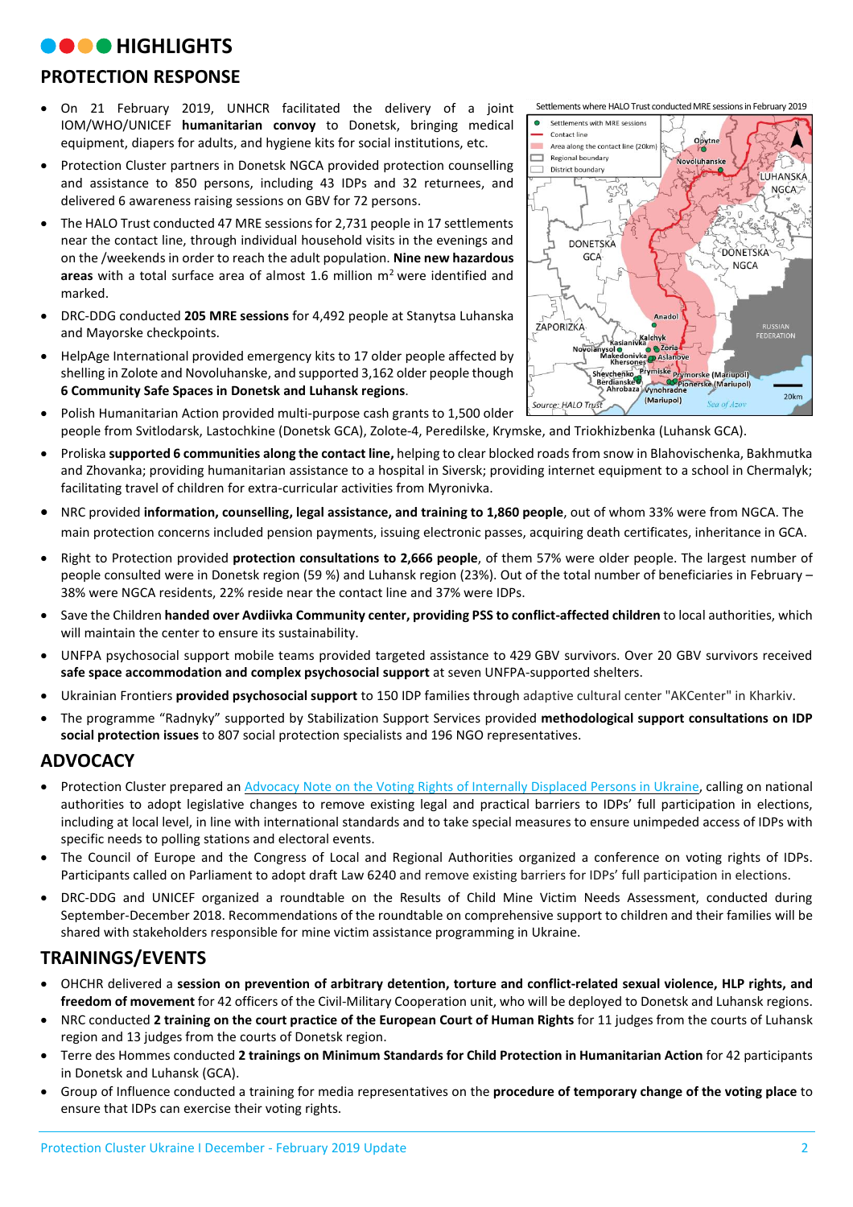# HIGHLIGHTS

## PROTECTION RESPONSE

- On 21 February 2019, UNHCR facilitated the delivery of a joint IOM/WHO/UNICEF **humanitarian convoy** to Donetsk, bringing medical equipment, diapers for adults, and hygiene kits for social institutions, etc.
- Protection Cluster partners in Donetsk NGCA provided protection counselling and assistance to 850 persons, including 43 IDPs and 32 returnees, and delivered 6 awareness raising sessions on GBV for 72 persons.
- The HALO Trust conducted 47 MRE sessions for 2,731 people in 17 settlements near the contact line, through individual household visits in the evenings and on the /weekends in order to reach the adult population. **Nine new hazardous areas** with a total surface area of almost 1.6 million m$^2$ were identified and marked.
- DRC-DDG conducted **205 MRE sessions** for 4,492 people at Stanytsa Luhanska and Mayorske checkpoints.
- HelpAge International provided emergency kits to 17 older people affected by shelling in Zolote and Novoluhanske, and supported 3,162 older people though **6 Community Safe Spaces in Donetsk and Luhansk regions**.
- Polish Humanitarian Action provided multi-purpose cash grants to 1,500 older people from Svitlodarsk, Lastochkine (Donetsk GCA), Zolote-4, Peredilske, Krymske, and Triokhizbenka (Luhansk GCA).
- Proliska **supported 6 communities along the contact line,** helping to clear blocked roads from snow in Blahovischenka, Bakhmutka and Zhovanka; providing humanitarian assistance to a hospital in Siversk; providing internet equipment to a school in Chermalyk; facilitating travel of children for extra-curricular activities from Myronivka.
- NRC provided **information, counselling, legal assistance, and training to 1,860 people**, out of whom 33% were from NGCA. The main protection concerns included pension payments, issuing electronic passes, acquiring death certificates, inheritance in GCA.
- Right to Protection provided **protection consultations to 2,666 people**, of them 57% were older people. The largest number of people consulted were in Donetsk region (59 %) and Luhansk region (23%). Out of the total number of beneficiaries in February – 38% were NGCA residents, 22% reside near the contact line and 37% were IDPs.
- Save the Children **handed over Avdiivka Community center, providing PSS to conflict-affected children** to local authorities, which will maintain the center to ensure its sustainability.
- UNFPA psychosocial support mobile teams provided targeted assistance to 429 GBV survivors. Over 20 GBV survivors received **safe space accommodation and complex psychosocial support** at seven UNFPA-supported shelters.
- Ukrainian Frontiers **provided psychosocial support** to 150 IDP families through adaptive cultural center "AKCenter" in Kharkiv.
- The programme "Radnyky" supported by Stabilization Support Services provided **methodological support consultations on IDP social protection issues** to 807 social protection specialists and 196 NGO representatives.

Settlements where HALO Trust conducted MRE sessions in February 2019

Settlements with MRE sessions
Contact line
Area along the contact line (20km)
Regional boundary
District boundary

Opytne
Novoluhanske
LUHANSKA NGCA
DONETSKA GCA
DONETSKA NGCA
RUSSIAN FEDERATION
ZAPORIZKA
Anadol
Kasianivka
Kalchyk
Novoianysol
Zoria
Makedonivka
Aslanove
Khersones
Shevchenko
Prymiske
Prymorske (Mariupol)
Berdianske
Pionerske (Mariupol)
Ahrobaza
Vynohradne (Mariupol)
Sea of Azov
20km
Source: HALO Trust

## ADVOCACY

- Protection Cluster prepared an Advocacy Note on the Voting Rights of Internally Displaced Persons in Ukraine, calling on national authorities to adopt legislative changes to remove existing legal and practical barriers to IDPs' full participation in elections, including at local level, in line with international standards and to take special measures to ensure unimpeded access of IDPs with specific needs to polling stations and electoral events.
- The Council of Europe and the Congress of Local and Regional Authorities organized a conference on voting rights of IDPs. Participants called on Parliament to adopt draft Law 6240 and remove existing barriers for IDPs' full participation in elections.
- DRC-DDG and UNICEF organized a roundtable on the Results of Child Mine Victim Needs Assessment, conducted during September-December 2018. Recommendations of the roundtable on comprehensive support to children and their families will be shared with stakeholders responsible for mine victim assistance programming in Ukraine.

## TRAININGS/EVENTS

- OHCHR delivered a **session on prevention of arbitrary detention, torture and conflict-related sexual violence, HLP rights, and freedom of movement** for 42 officers of the Civil-Military Cooperation unit, who will be deployed to Donetsk and Luhansk regions.
- NRC conducted **2 training on the court practice of the European Court of Human Rights** for 11 judges from the courts of Luhansk region and 13 judges from the courts of Donetsk region.
- Terre des Hommes conducted **2 trainings on Minimum Standards for Child Protection in Humanitarian Action** for 42 participants in Donetsk and Luhansk (GCA).
- Group of Influence conducted a training for media representatives on the **procedure of temporary change of the voting place** to ensure that IDPs can exercise their voting rights.